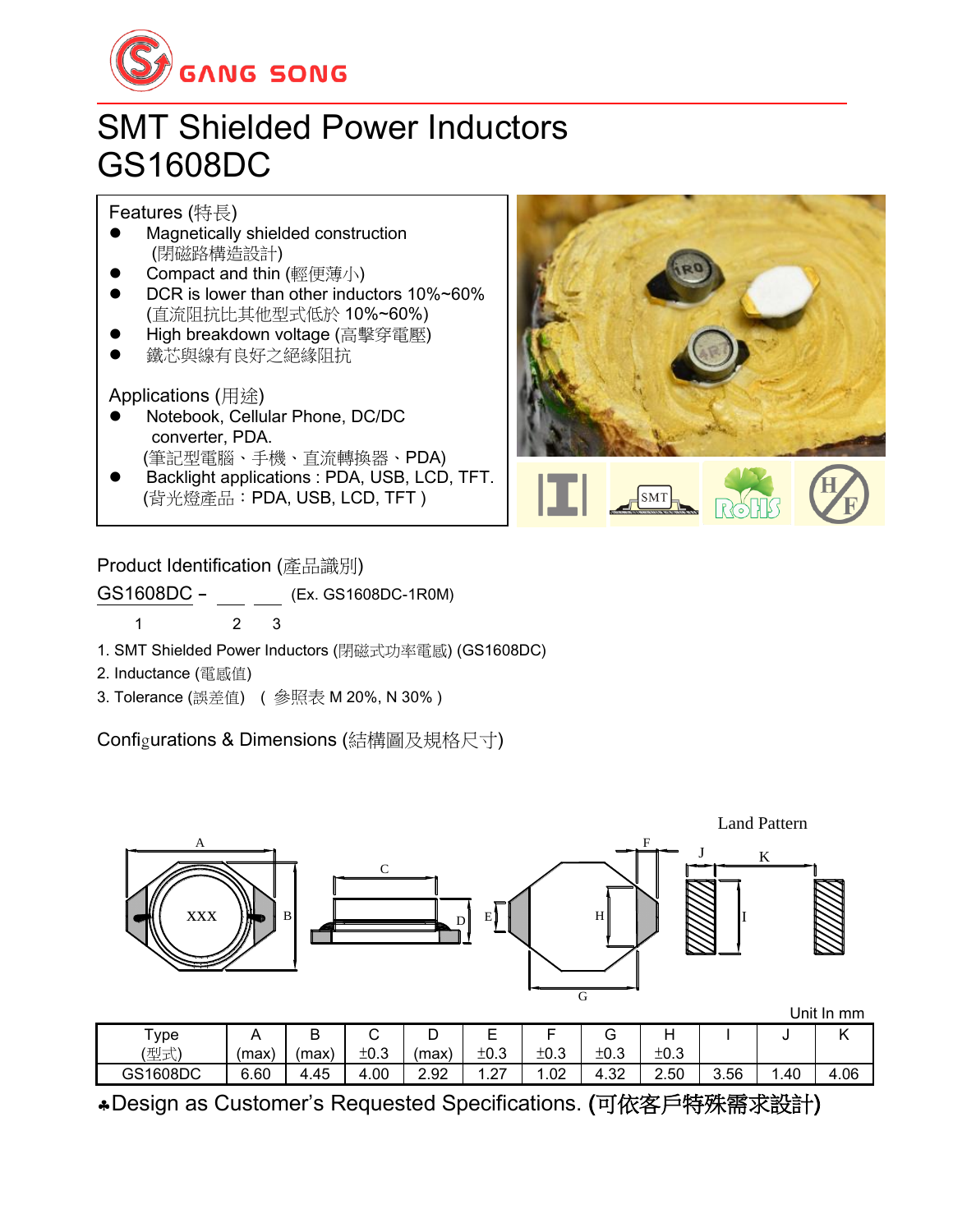GANG SONG

# SMT Shielded Power Inductors
# GS1608DC

## Features (特長)

- Magnetically shielded construction
  (閉磁路構造設計)
- Compact and thin (輕便薄小)
- DCR is lower than other inductors 10%~60%
  (直流阻抗比其他型式低於 10%~60%)
- High breakdown voltage (高擊穿電壓)
- 鐵芯與線有良好之絕緣阻抗

## Applications (用途)

- Notebook, Cellular Phone, DC/DC converter, PDA.
  (筆記型電腦、手機、直流轉換器、PDA)
- Backlight applications : PDA, USB, LCD, TFT.
  (背光燈產品：PDA, USB, LCD, TFT )

## Product Identification (產品識別)

GS1608DC － ___ ___ (Ex. GS1608DC-1R0M)

1 2 3

1. SMT Shielded Power Inductors (閉磁式功率電感) (GS1608DC)
2. Inductance (電感值)
3. Tolerance (誤差值) ( 參照表 M 20%, N 30% )

## Configurations & Dimensions (結構圖及規格尺寸)

Land Pattern

Unit In mm

| Type (型式) | A (max) | B (max) | C ±0.3 | D (max) | E ±0.3 | F ±0.3 | G ±0.3 | H ±0.3 | I | J | K |
|---|---|---|---|---|---|---|---|---|---|---|---|
| GS1608DC | 6.60 | 4.45 | 4.00 | 2.92 | 1.27 | 1.02 | 4.32 | 2.50 | 3.56 | 1.40 | 4.06 |

♣Design as Customer's Requested Specifications. (可依客戶特殊需求設計)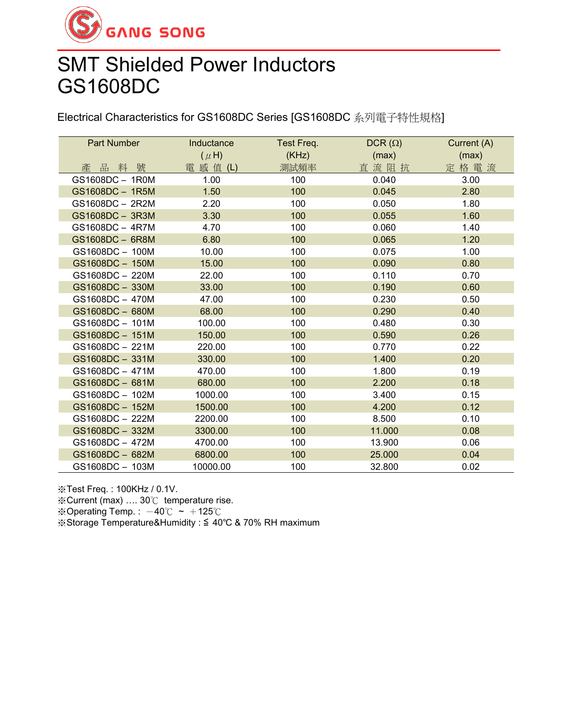GANG SONG

# SMT Shielded Power Inductors
# GS1608DC

Electrical Characteristics for GS1608DC Series [GS1608DC 系列電子特性規格]

| Part Number<br>產 品 料 號 | Inductance<br>( μH)<br>電 感 值 (L) | Test Freq.<br>(KHz)<br>測試頻率 | DCR (Ω)<br>(max)<br>直 流 阻 抗 | Current (A)<br>(max)<br>定 格 電 流 |
|---|---|---|---|---|
| GS1608DC－1R0M | 1.00 | 100 | 0.040 | 3.00 |
| GS1608DC－1R5M | 1.50 | 100 | 0.045 | 2.80 |
| GS1608DC－2R2M | 2.20 | 100 | 0.050 | 1.80 |
| GS1608DC－3R3M | 3.30 | 100 | 0.055 | 1.60 |
| GS1608DC－4R7M | 4.70 | 100 | 0.060 | 1.40 |
| GS1608DC－6R8M | 6.80 | 100 | 0.065 | 1.20 |
| GS1608DC－100M | 10.00 | 100 | 0.075 | 1.00 |
| GS1608DC－150M | 15.00 | 100 | 0.090 | 0.80 |
| GS1608DC－220M | 22.00 | 100 | 0.110 | 0.70 |
| GS1608DC－330M | 33.00 | 100 | 0.190 | 0.60 |
| GS1608DC－470M | 47.00 | 100 | 0.230 | 0.50 |
| GS1608DC－680M | 68.00 | 100 | 0.290 | 0.40 |
| GS1608DC－101M | 100.00 | 100 | 0.480 | 0.30 |
| GS1608DC－151M | 150.00 | 100 | 0.590 | 0.26 |
| GS1608DC－221M | 220.00 | 100 | 0.770 | 0.22 |
| GS1608DC－331M | 330.00 | 100 | 1.400 | 0.20 |
| GS1608DC－471M | 470.00 | 100 | 1.800 | 0.19 |
| GS1608DC－681M | 680.00 | 100 | 2.200 | 0.18 |
| GS1608DC－102M | 1000.00 | 100 | 3.400 | 0.15 |
| GS1608DC－152M | 1500.00 | 100 | 4.200 | 0.12 |
| GS1608DC－222M | 2200.00 | 100 | 8.500 | 0.10 |
| GS1608DC－332M | 3300.00 | 100 | 11.000 | 0.08 |
| GS1608DC－472M | 4700.00 | 100 | 13.900 | 0.06 |
| GS1608DC－682M | 6800.00 | 100 | 25.000 | 0.04 |
| GS1608DC－103M | 10000.00 | 100 | 32.800 | 0.02 |

※Test Freq. : 100KHz / 0.1V.
※Current (max) …. 30℃ temperature rise.
※Operating Temp. : －40℃ ~ ＋125℃
※Storage Temperature&Humidity : ≦ 40℃ & 70% RH maximum